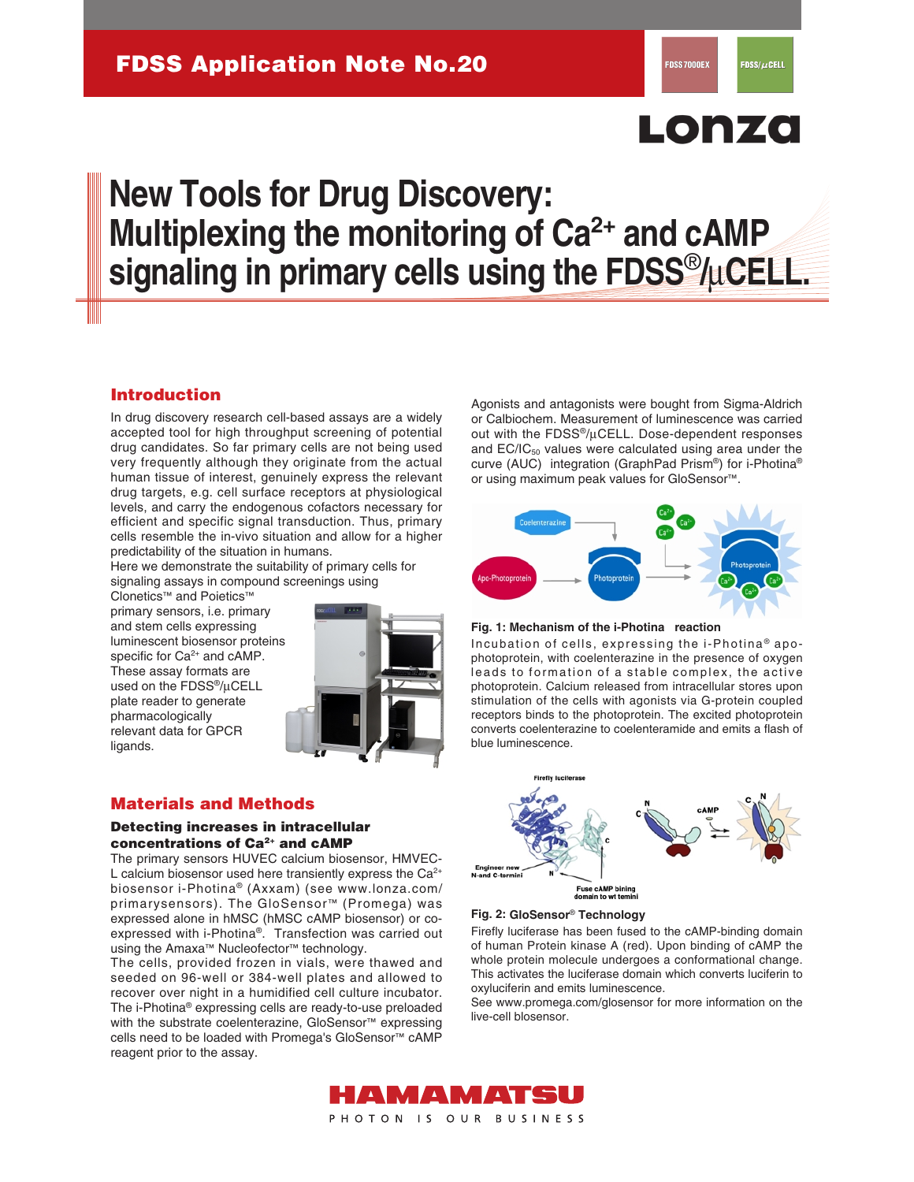FDSS Application Note No.20

# New Tools for Drug Discovery: Multiplexing the monitoring of $Ca^{2+}$ and cAMP signaling in primary cells using the FDSS®/µCELL.

## Introduction

In drug discovery research cell-based assays are a widely accepted tool for high throughput screening of potential drug candidates. So far primary cells are not being used very frequently although they originate from the actual human tissue of interest, genuinely express the relevant drug targets, e.g. cell surface receptors at physiological levels, and carry the endogenous cofactors necessary for efficient and specific signal transduction. Thus, primary cells resemble the in-vivo situation and allow for a higher predictability of the situation in humans.

Here we demonstrate the suitability of primary cells for signaling assays in compound screenings using Clonetics™ and Poietics™ primary sensors, i.e. primary and stem cells expressing luminescent biosensor proteins specific for $Ca^{2+}$ and cAMP. These assay formats are used on the FDSS®/µCELL plate reader to generate pharmacologically relevant data for GPCR ligands.

## Materials and Methods

### Detecting increases in intracellular concentrations of $Ca^{2+}$ and cAMP

The primary sensors HUVEC calcium biosensor, HMVEC-L calcium biosensor used here transiently express the $Ca^{2+}$ biosensor i-Photina® (Axxam) (see www.lonza.com/primarysensors). The GloSensor™ (Promega) was expressed alone in hMSC (hMSC cAMP biosensor) or co-expressed with i-Photina®. Transfection was carried out using the Amaxa™ Nucleofector™ technology.

The cells, provided frozen in vials, were thawed and seeded on 96-well or 384-well plates and allowed to recover over night in a humidified cell culture incubator. The i-Photina® expressing cells are ready-to-use preloaded with the substrate coelenterazine, GloSensor™ expressing cells need to be loaded with Promega's GloSensor™ cAMP reagent prior to the assay.

Agonists and antagonists were bought from Sigma-Aldrich or Calbiochem. Measurement of luminescence was carried out with the FDSS®/µCELL. Dose-dependent responses and $EC/IC_{50}$ values were calculated using area under the curve (AUC) integration (GraphPad Prism®) for i-Photina® or using maximum peak values for GloSensor™.

**Fig. 1: Mechanism of the i-Photina reaction**

Incubation of cells, expressing the i-Photina® apo-photoprotein, with coelenterazine in the presence of oxygen leads to formation of a stable complex, the active photoprotein. Calcium released from intracellular stores upon stimulation of the cells with agonists via G-protein coupled receptors binds to the photoprotein. The excited photoprotein converts coelenterazine to coelenteramide and emits a flash of blue luminescence.

**Fig. 2: GloSensor® Technology**

Firefly luciferase has been fused to the cAMP-binding domain of human Protein kinase A (red). Upon binding of cAMP the whole protein molecule undergoes a conformational change. This activates the luciferase domain which converts luciferin to oxyluciferin and emits luminescence.

See www.promega.com/glosensor for more information on the live-cell biosensor.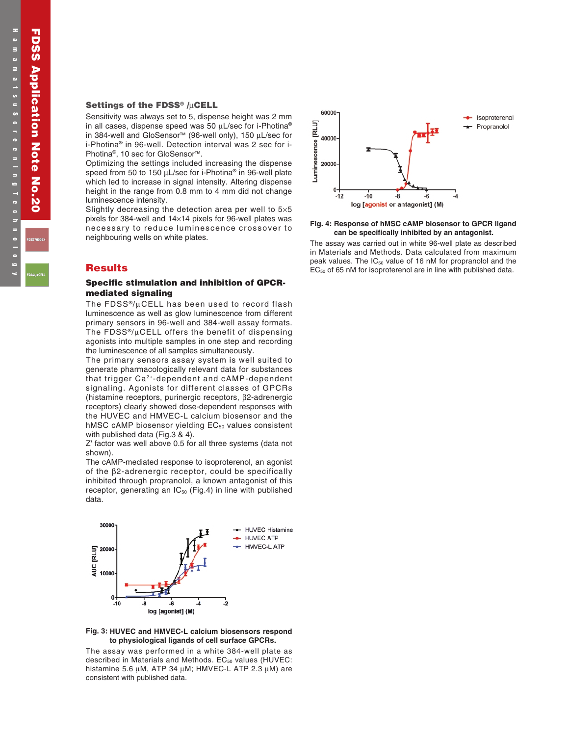### Settings of the FDSS® /µCELL

Sensitivity was always set to 5, dispense height was 2 mm in all cases, dispense speed was 50 µL/sec for i-Photina® in 384-well and GloSensor™ (96-well only), 150 µL/sec for i-Photina® in 96-well. Detection interval was 2 sec for i-Photina®, 10 sec for GloSensor™.

Optimizing the settings included increasing the dispense speed from 50 to 150 µL/sec for i-Photina® in 96-well plate which led to increase in signal intensity. Altering dispense height in the range from 0.8 mm to 4 mm did not change luminescence intensity.

Slightly decreasing the detection area per well to 5×5 pixels for 384-well and 14×14 pixels for 96-well plates was necessary to reduce luminescence crossover to neighbouring wells on white plates.

## Results

### Specific stimulation and inhibition of GPCR-mediated signaling

The FDSS®/µCELL has been used to record flash luminescence as well as glow luminescence from different primary sensors in 96-well and 384-well assay formats. The FDSS®/µCELL offers the benefit of dispensing agonists into multiple samples in one step and recording the luminescence of all samples simultaneously.

The primary sensors assay system is well suited to generate pharmacologically relevant data for substances that trigger $Ca^{2+}$-dependent and cAMP-dependent signaling. Agonists for different classes of GPCRs (histamine receptors, purinergic receptors, β2-adrenergic receptors) clearly showed dose-dependent responses with the HUVEC and HMVEC-L calcium biosensor and the hMSC cAMP biosensor yielding $EC_{50}$ values consistent with published data (Fig.3 & 4).

Z' factor was well above 0.5 for all three systems (data not shown).

The cAMP-mediated response to isoproterenol, an agonist of the β2-adrenergic receptor, could be specifically inhibited through propranolol, a known antagonist of this receptor, generating an $IC_{50}$ (Fig.4) in line with published data.

**Fig. 3: HUVEC and HMVEC-L calcium biosensors respond to physiological ligands of cell surface GPCRs.**

The assay was performed in a white 384-well plate as described in Materials and Methods. $EC_{50}$ values (HUVEC: histamine 5.6 µM, ATP 34 µM; HMVEC-L ATP 2.3 µM) are consistent with published data.

**Fig. 4: Response of hMSC cAMP biosensor to GPCR ligand can be specifically inhibited by an antagonist.**

The assay was carried out in white 96-well plate as described in Materials and Methods. Data calculated from maximum peak values. The $IC_{50}$ value of 16 nM for propranolol and the $EC_{50}$ of 65 nM for isoproterenol are in line with published data.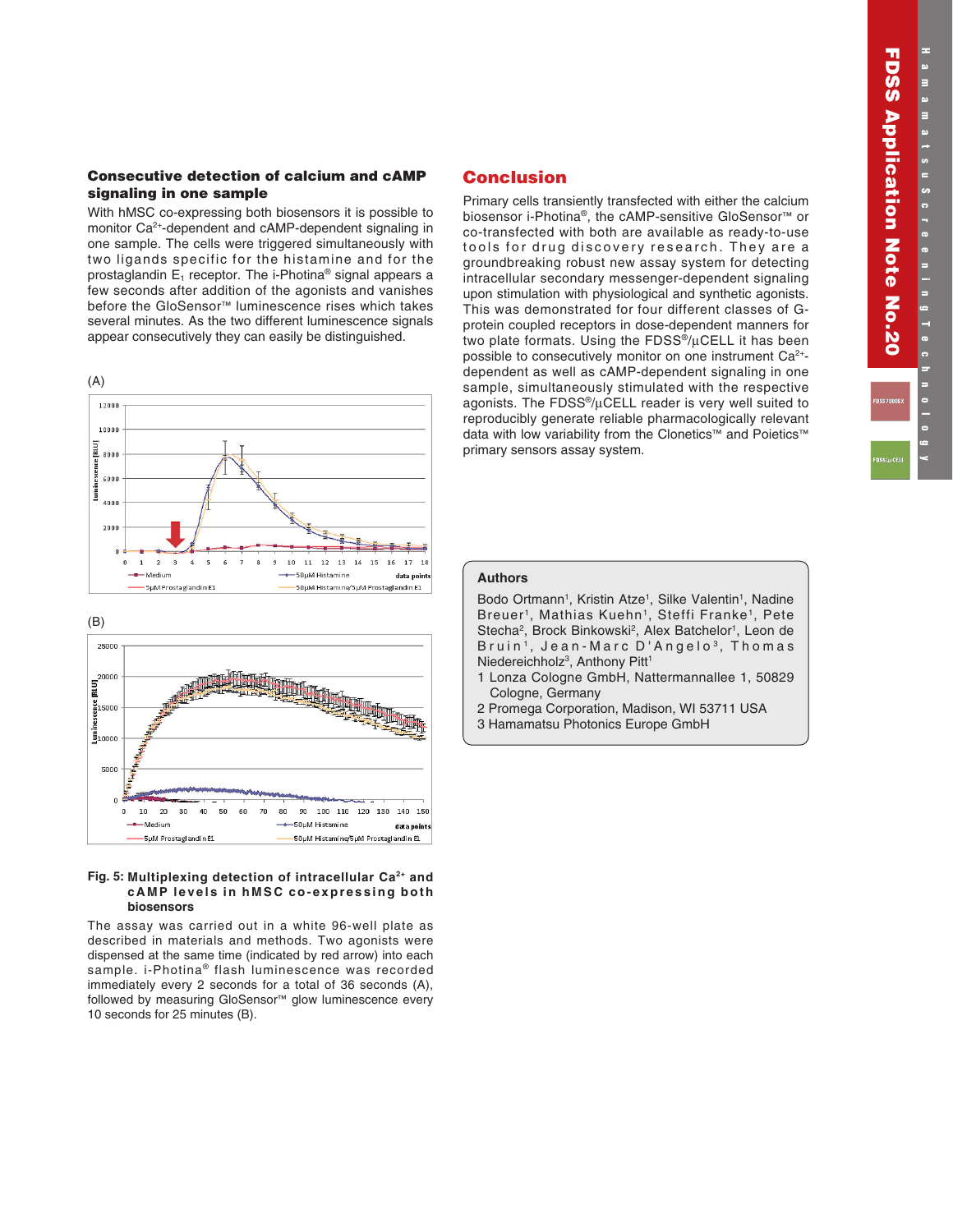### Consecutive detection of calcium and cAMP signaling in one sample

With hMSC co-expressing both biosensors it is possible to monitor $Ca^{2+}$-dependent and cAMP-dependent signaling in one sample. The cells were triggered simultaneously with two ligands specific for the histamine and for the prostaglandin $E_1$ receptor. The i-Photina® signal appears a few seconds after addition of the agonists and vanishes before the GloSensor™ luminescence rises which takes several minutes. As the two different luminescence signals appear consecutively they can easily be distinguished.

(A)

(B)

**Fig. 5: Multiplexing detection of intracellular $Ca^{2+}$ and cAMP levels in hMSC co-expressing both biosensors**

The assay was carried out in a white 96-well plate as described in materials and methods. Two agonists were dispensed at the same time (indicated by red arrow) into each sample. i-Photina® flash luminescence was recorded immediately every 2 seconds for a total of 36 seconds (A), followed by measuring GloSensor™ glow luminescence every 10 seconds for 25 minutes (B).

## Conclusion

Primary cells transiently transfected with either the calcium biosensor i-Photina®, the cAMP-sensitive GloSensor™ or co-transfected with both are available as ready-to-use tools for drug discovery research. They are a groundbreaking robust new assay system for detecting intracellular secondary messenger-dependent signaling upon stimulation with physiological and synthetic agonists. This was demonstrated for four different classes of G-protein coupled receptors in dose-dependent manners for two plate formats. Using the FDSS®/µCELL it has been possible to consecutively monitor on one instrument $Ca^{2+}$-dependent as well as cAMP-dependent signaling in one sample, simultaneously stimulated with the respective agonists. The FDSS®/µCELL reader is very well suited to reproducibly generate reliable pharmacologically relevant data with low variability from the Clonetics™ and Poietics™ primary sensors assay system.

### Authors

Bodo Ortmann[1], Kristin Atze[1], Silke Valentin[1], Nadine Breuer[1], Mathias Kuehn[1], Steffi Franke[1], Pete Stecha[2], Brock Binkowski[2], Alex Batchelor[1], Leon de Bruin[1], Jean-Marc D'Angelo[3], Thomas Niedereichholz[3], Anthony Pitt[1]

1 Lonza Cologne GmbH, Nattermannallee 1, 50829 Cologne, Germany

2 Promega Corporation, Madison, WI 53711 USA

3 Hamamatsu Photonics Europe GmbH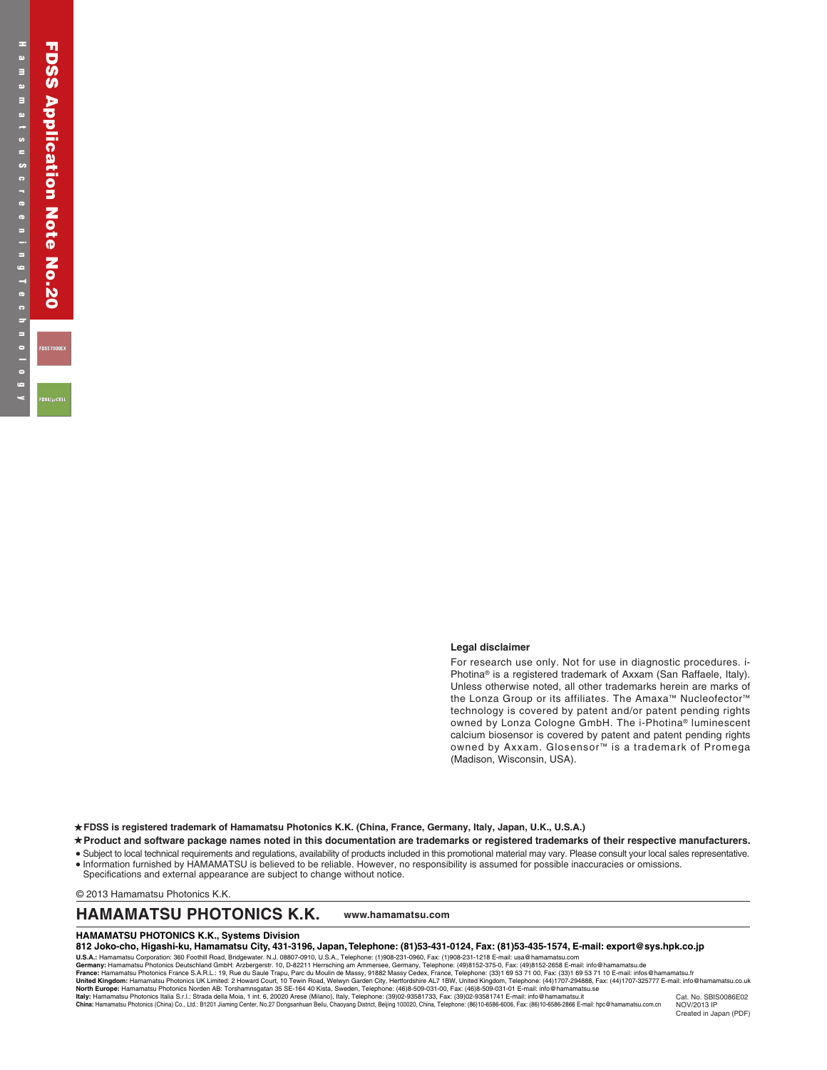### Legal disclaimer

For research use only. Not for use in diagnostic procedures. i-Photina® is a registered trademark of Axxam (San Raffaele, Italy). Unless otherwise noted, all other trademarks herein are marks of the Lonza Group or its affiliates. The Amaxa™ Nucleofector™ technology is covered by patent and/or patent pending rights owned by Lonza Cologne GmbH. The i-Photina® luminescent calcium biosensor is covered by patent and patent pending rights owned by Axxam. Glosensor™ is a trademark of Promega (Madison, Wisconsin, USA).

**★FDSS is registered trademark of Hamamatsu Photonics K.K. (China, France, Germany, Italy, Japan, U.K., U.S.A.)**

**★Product and software package names noted in this documentation are trademarks or registered trademarks of their respective manufacturers.**

- Subject to local technical requirements and regulations, availability of products included in this promotional material may vary. Please consult your local sales representative.
- Information furnished by HAMAMATSU is believed to be reliable. However, no responsibility is assumed for possible inaccuracies or omissions. Specifications and external appearance are subject to change without notice.

© 2013 Hamamatsu Photonics K.K.

## HAMAMATSU PHOTONICS K.K. www.hamamatsu.com

**HAMAMATSU PHOTONICS K.K., Systems Division**
**812 Joko-cho, Higashi-ku, Hamamatsu City, 431-3196, Japan, Telephone: (81)53-431-0124, Fax: (81)53-435-1574, E-mail: export@sys.hpk.co.jp**

**U.S.A.:** Hamamatsu Corporation: 360 Foothill Road, Bridgewater. N.J. 08807-0910, U.S.A., Telephone: (1)908-231-0960, Fax: (1)908-231-1218 E-mail: usa@hamamatsu.com
**Germany:** Hamamatsu Photonics Deutschland GmbH: Arzbergerstr. 10, D-82211 Herrsching am Ammersee, Germany, Telephone: (49)8152-375-0, Fax: (49)8152-2658 E-mail: info@hamamatsu.de
**France:** Hamamatsu Photonics France S.A.R.L.: 19, Rue du Saule Trapu, Parc du Moulin de Massy, 91882 Massy Cedex, France, Telephone: (33)1 69 53 71 00, Fax: (33)1 69 53 71 10 E-mail: infos@hamamatsu.fr
**United Kingdom:** Hamamatsu Photonics UK Limited: 2 Howard Court, 10 Tewin Road, Welwyn Garden City, Hertfordshire AL7 1BW, United Kingdom, Telephone: (44)1707-294888, Fax: (44)1707-325777 E-mail: info@hamamatsu.co.uk
**North Europe:** Hamamatsu Photonics Norden AB: Torshamnsgatan 35 SE-164 40 Kista, Sweden, Telephone: (46)8-509-031-00, Fax: (46)8-509-031-01 E-mail: info@hamamatsu.se
**Italy:** Hamamatsu Photonics Italia S.r.l.: Strada della Moia, 1 int. 6, 20020 Arese (Milano), Italy, Telephone: (39)02-93581733, Fax: (39)02-93581741 E-mail: info@hamamatsu.it
**China:** Hamamatsu Photonics (China) Co., Ltd.: B1201 Jiaming Center, No.27 Dongsanhuan Beilu, Chaoyang District, Beijing 100020, China, Telephone: (86)10-6586-6006, Fax: (86)10-6586-2866 E-mail: hpc@hamamatsu.com.cn

Cat. No. SBIS0086E02
NOV/2013 IP
Created in Japan (PDF)